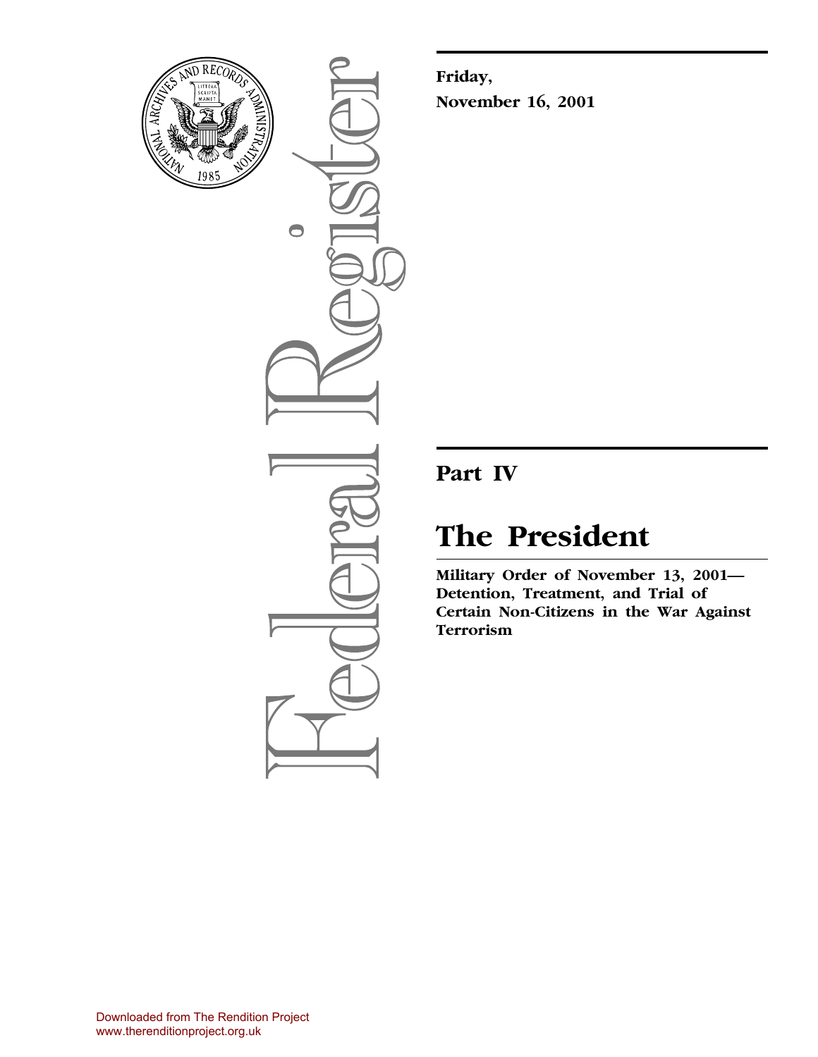Friday,

November 16, 2001

## Part IV

# The President

**Military Order of November 13, 2001— Detention, Treatment, and Trial of Certain Non-Citizens in the War Against Terrorism**

Downloaded from The Rendition Project
www.therenditionproject.org.uk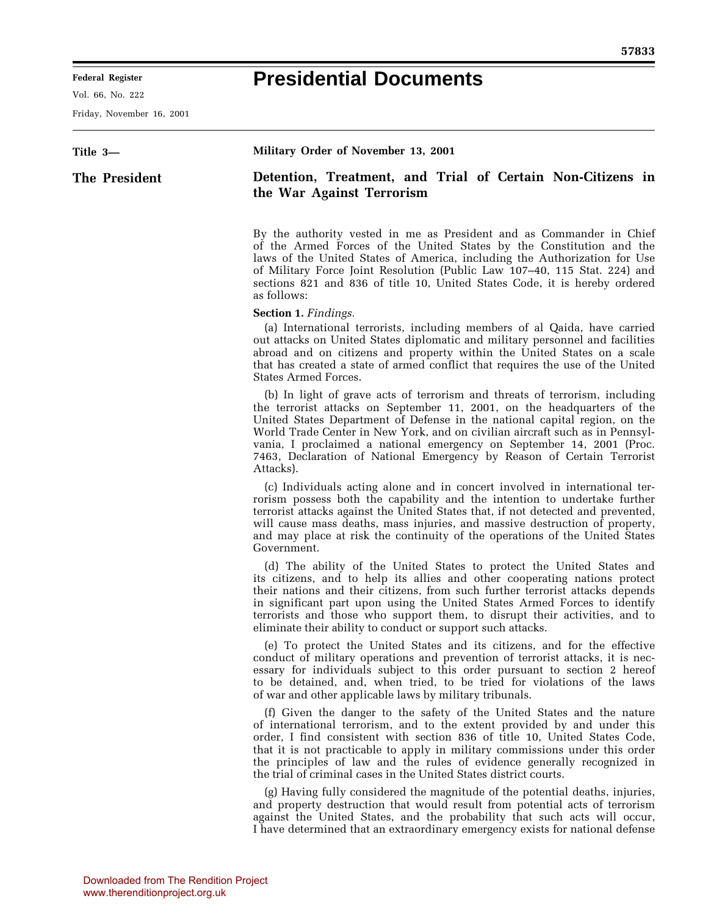# Presidential Documents

**Title 3—**

**The President**

**Military Order of November 13, 2001**

## Detention, Treatment, and Trial of Certain Non-Citizens in the War Against Terrorism

By the authority vested in me as President and as Commander in Chief of the Armed Forces of the United States by the Constitution and the laws of the United States of America, including the Authorization for Use of Military Force Joint Resolution (Public Law 107–40, 115 Stat. 224) and sections 821 and 836 of title 10, United States Code, it is hereby ordered as follows:

**Section 1.** *Findings.*

(a) International terrorists, including members of al Qaida, have carried out attacks on United States diplomatic and military personnel and facilities abroad and on citizens and property within the United States on a scale that has created a state of armed conflict that requires the use of the United States Armed Forces.

(b) In light of grave acts of terrorism and threats of terrorism, including the terrorist attacks on September 11, 2001, on the headquarters of the United States Department of Defense in the national capital region, on the World Trade Center in New York, and on civilian aircraft such as in Pennsylvania, I proclaimed a national emergency on September 14, 2001 (Proc. 7463, Declaration of National Emergency by Reason of Certain Terrorist Attacks).

(c) Individuals acting alone and in concert involved in international terrorism possess both the capability and the intention to undertake further terrorist attacks against the United States that, if not detected and prevented, will cause mass deaths, mass injuries, and massive destruction of property, and may place at risk the continuity of the operations of the United States Government.

(d) The ability of the United States to protect the United States and its citizens, and to help its allies and other cooperating nations protect their nations and their citizens, from such further terrorist attacks depends in significant part upon using the United States Armed Forces to identify terrorists and those who support them, to disrupt their activities, and to eliminate their ability to conduct or support such attacks.

(e) To protect the United States and its citizens, and for the effective conduct of military operations and prevention of terrorist attacks, it is necessary for individuals subject to this order pursuant to section 2 hereof to be detained, and, when tried, to be tried for violations of the laws of war and other applicable laws by military tribunals.

(f) Given the danger to the safety of the United States and the nature of international terrorism, and to the extent provided by and under this order, I find consistent with section 836 of title 10, United States Code, that it is not practicable to apply in military commissions under this order the principles of law and the rules of evidence generally recognized in the trial of criminal cases in the United States district courts.

(g) Having fully considered the magnitude of the potential deaths, injuries, and property destruction that would result from potential acts of terrorism against the United States, and the probability that such acts will occur, I have determined that an extraordinary emergency exists for national defense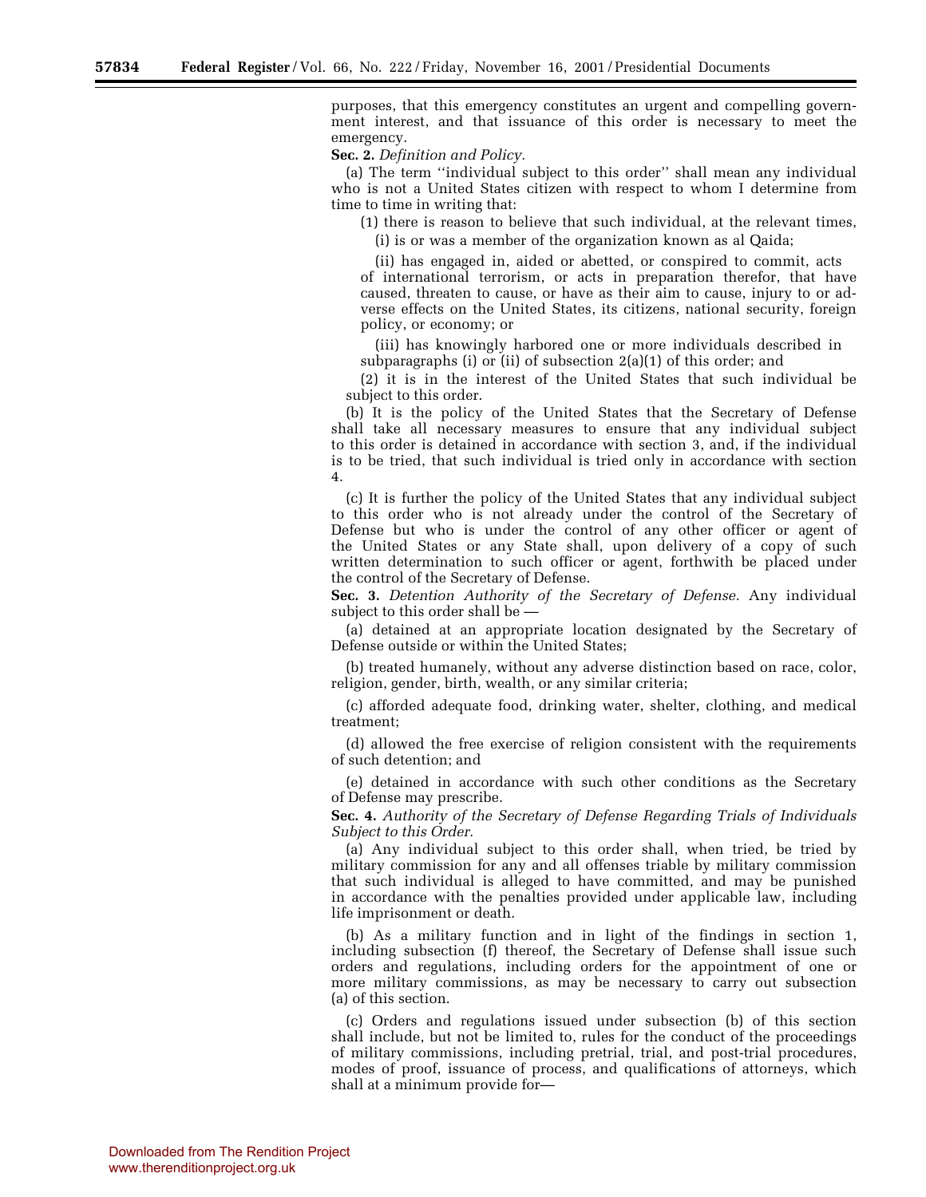purposes, that this emergency constitutes an urgent and compelling government interest, and that issuance of this order is necessary to meet the emergency.

**Sec. 2.** *Definition and Policy.*

(a) The term ''individual subject to this order'' shall mean any individual who is not a United States citizen with respect to whom I determine from time to time in writing that:

(1) there is reason to believe that such individual, at the relevant times,

(i) is or was a member of the organization known as al Qaida;

(ii) has engaged in, aided or abetted, or conspired to commit, acts of international terrorism, or acts in preparation therefor, that have caused, threaten to cause, or have as their aim to cause, injury to or adverse effects on the United States, its citizens, national security, foreign policy, or economy; or

(iii) has knowingly harbored one or more individuals described in subparagraphs (i) or (ii) of subsection 2(a)(1) of this order; and

(2) it is in the interest of the United States that such individual be subject to this order.

(b) It is the policy of the United States that the Secretary of Defense shall take all necessary measures to ensure that any individual subject to this order is detained in accordance with section 3, and, if the individual is to be tried, that such individual is tried only in accordance with section 4.

(c) It is further the policy of the United States that any individual subject to this order who is not already under the control of the Secretary of Defense but who is under the control of any other officer or agent of the United States or any State shall, upon delivery of a copy of such written determination to such officer or agent, forthwith be placed under the control of the Secretary of Defense.

**Sec. 3.** *Detention Authority of the Secretary of Defense.* Any individual subject to this order shall be —

(a) detained at an appropriate location designated by the Secretary of Defense outside or within the United States;

(b) treated humanely, without any adverse distinction based on race, color, religion, gender, birth, wealth, or any similar criteria;

(c) afforded adequate food, drinking water, shelter, clothing, and medical treatment;

(d) allowed the free exercise of religion consistent with the requirements of such detention; and

(e) detained in accordance with such other conditions as the Secretary of Defense may prescribe.

**Sec. 4.** *Authority of the Secretary of Defense Regarding Trials of Individuals Subject to this Order.*

(a) Any individual subject to this order shall, when tried, be tried by military commission for any and all offenses triable by military commission that such individual is alleged to have committed, and may be punished in accordance with the penalties provided under applicable law, including life imprisonment or death.

(b) As a military function and in light of the findings in section 1, including subsection (f) thereof, the Secretary of Defense shall issue such orders and regulations, including orders for the appointment of one or more military commissions, as may be necessary to carry out subsection (a) of this section.

(c) Orders and regulations issued under subsection (b) of this section shall include, but not be limited to, rules for the conduct of the proceedings of military commissions, including pretrial, trial, and post-trial procedures, modes of proof, issuance of process, and qualifications of attorneys, which shall at a minimum provide for—

Downloaded from The Rendition Project
www.therenditionproject.org.uk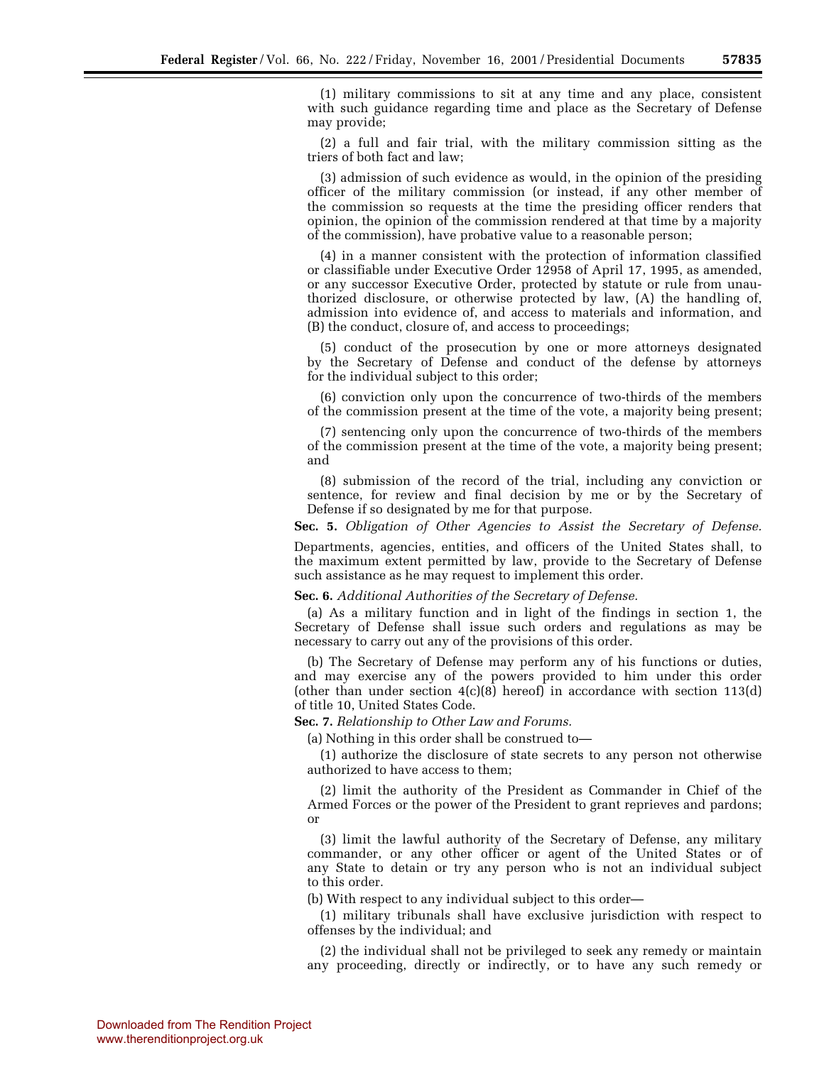(1) military commissions to sit at any time and any place, consistent with such guidance regarding time and place as the Secretary of Defense may provide;

(2) a full and fair trial, with the military commission sitting as the triers of both fact and law;

(3) admission of such evidence as would, in the opinion of the presiding officer of the military commission (or instead, if any other member of the commission so requests at the time the presiding officer renders that opinion, the opinion of the commission rendered at that time by a majority of the commission), have probative value to a reasonable person;

(4) in a manner consistent with the protection of information classified or classifiable under Executive Order 12958 of April 17, 1995, as amended, or any successor Executive Order, protected by statute or rule from unauthorized disclosure, or otherwise protected by law, (A) the handling of, admission into evidence of, and access to materials and information, and (B) the conduct, closure of, and access to proceedings;

(5) conduct of the prosecution by one or more attorneys designated by the Secretary of Defense and conduct of the defense by attorneys for the individual subject to this order;

(6) conviction only upon the concurrence of two-thirds of the members of the commission present at the time of the vote, a majority being present;

(7) sentencing only upon the concurrence of two-thirds of the members of the commission present at the time of the vote, a majority being present; and

(8) submission of the record of the trial, including any conviction or sentence, for review and final decision by me or by the Secretary of Defense if so designated by me for that purpose.

**Sec. 5.** *Obligation of Other Agencies to Assist the Secretary of Defense.*

Departments, agencies, entities, and officers of the United States shall, to the maximum extent permitted by law, provide to the Secretary of Defense such assistance as he may request to implement this order.

**Sec. 6.** *Additional Authorities of the Secretary of Defense.*

(a) As a military function and in light of the findings in section 1, the Secretary of Defense shall issue such orders and regulations as may be necessary to carry out any of the provisions of this order.

(b) The Secretary of Defense may perform any of his functions or duties, and may exercise any of the powers provided to him under this order (other than under section 4(c)(8) hereof) in accordance with section 113(d) of title 10, United States Code.

**Sec. 7.** *Relationship to Other Law and Forums.*

(a) Nothing in this order shall be construed to—

(1) authorize the disclosure of state secrets to any person not otherwise authorized to have access to them;

(2) limit the authority of the President as Commander in Chief of the Armed Forces or the power of the President to grant reprieves and pardons; or

(3) limit the lawful authority of the Secretary of Defense, any military commander, or any other officer or agent of the United States or of any State to detain or try any person who is not an individual subject to this order.

(b) With respect to any individual subject to this order—

(1) military tribunals shall have exclusive jurisdiction with respect to offenses by the individual; and

(2) the individual shall not be privileged to seek any remedy or maintain any proceeding, directly or indirectly, or to have any such remedy or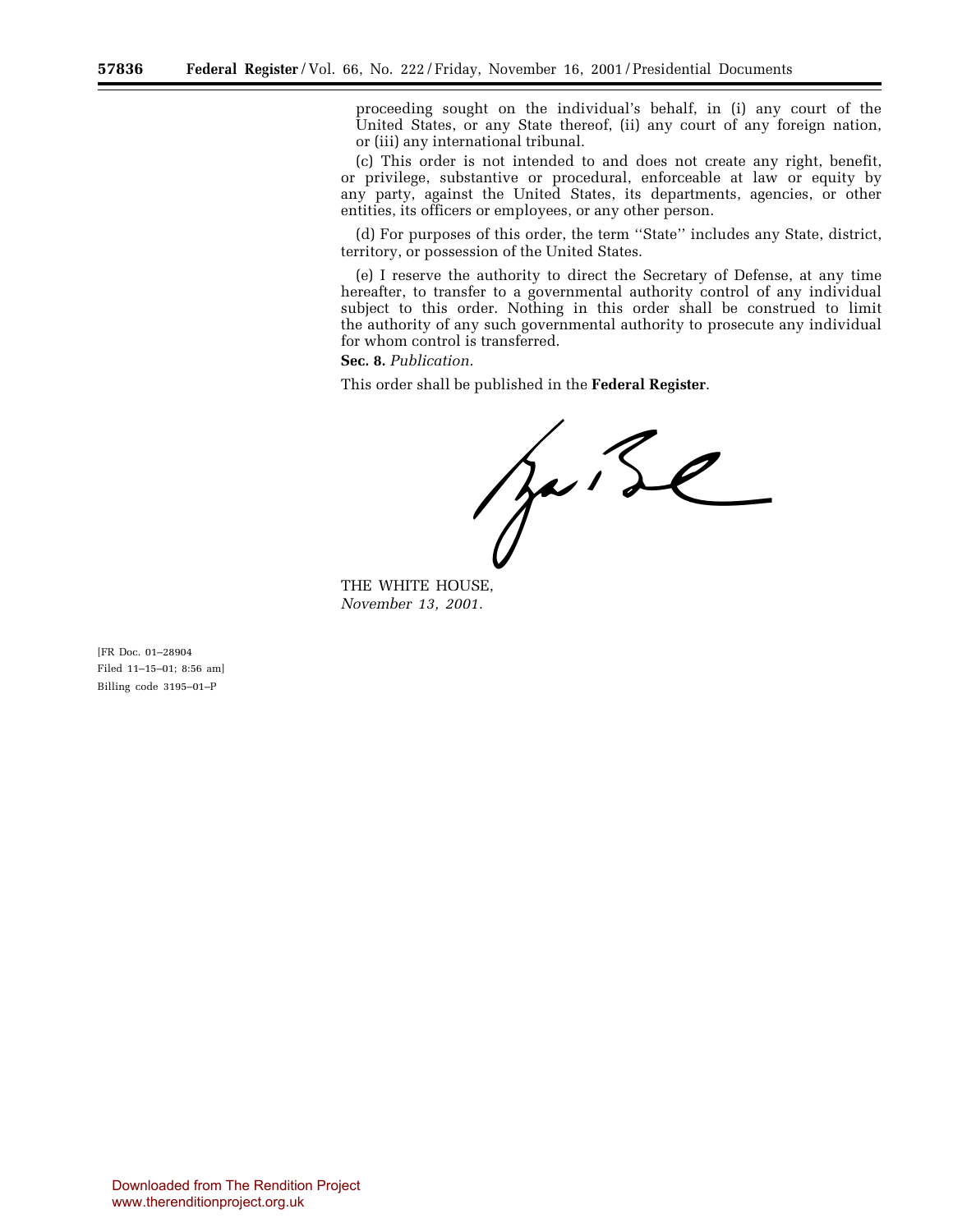proceeding sought on the individual's behalf, in (i) any court of the United States, or any State thereof, (ii) any court of any foreign nation, or (iii) any international tribunal.

(c) This order is not intended to and does not create any right, benefit, or privilege, substantive or procedural, enforceable at law or equity by any party, against the United States, its departments, agencies, or other entities, its officers or employees, or any other person.

(d) For purposes of this order, the term ''State'' includes any State, district, territory, or possession of the United States.

(e) I reserve the authority to direct the Secretary of Defense, at any time hereafter, to transfer to a governmental authority control of any individual subject to this order. Nothing in this order shall be construed to limit the authority of any such governmental authority to prosecute any individual for whom control is transferred.

**Sec. 8.** *Publication.*

This order shall be published in the **Federal Register**.

THE WHITE HOUSE,
*November 13, 2001.*

[FR Doc. 01–28904
Filed 11–15–01; 8:56 am]
Billing code 3195–01–P

Downloaded from The Rendition Project
www.therenditionproject.org.uk